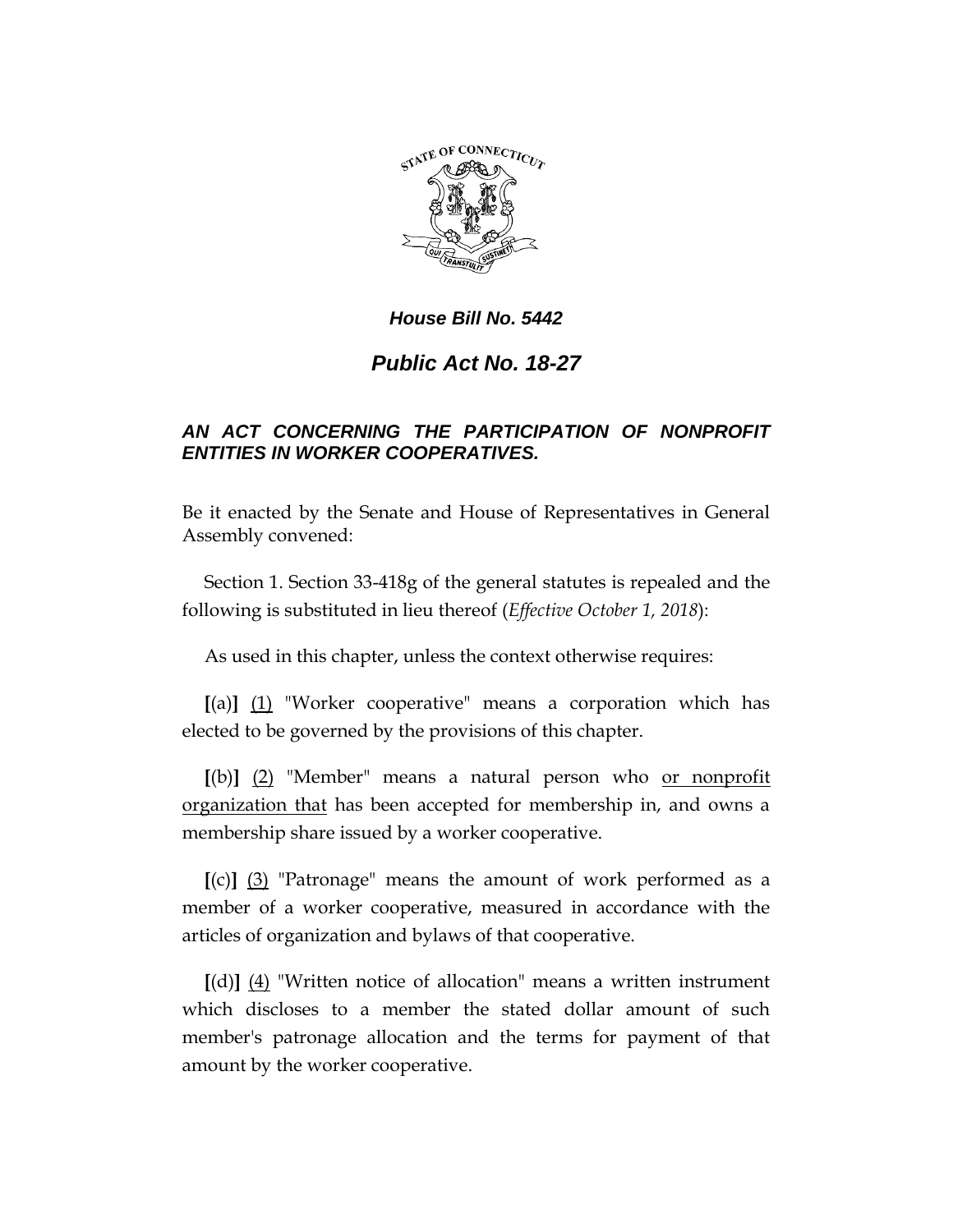*House Bill No. 5442*

# *Public Act No. 18-27*

## *AN ACT CONCERNING THE PARTICIPATION OF NONPROFIT ENTITIES IN WORKER COOPERATIVES.*

Be it enacted by the Senate and House of Representatives in General Assembly convened:

Section 1. Section 33-418g of the general statutes is repealed and the following is substituted in lieu thereof (*Effective October 1, 2018*):

As used in this chapter, unless the context otherwise requires:

**[**(a)**]** <u>(1)</u> "Worker cooperative" means a corporation which has elected to be governed by the provisions of this chapter.

**[**(b)**]** <u>(2)</u> "Member" means a natural person who <u>or nonprofit organization that</u> has been accepted for membership in, and owns a membership share issued by a worker cooperative.

**[**(c)**]** <u>(3)</u> "Patronage" means the amount of work performed as a member of a worker cooperative, measured in accordance with the articles of organization and bylaws of that cooperative.

**[**(d)**]** <u>(4)</u> "Written notice of allocation" means a written instrument which discloses to a member the stated dollar amount of such member's patronage allocation and the terms for payment of that amount by the worker cooperative.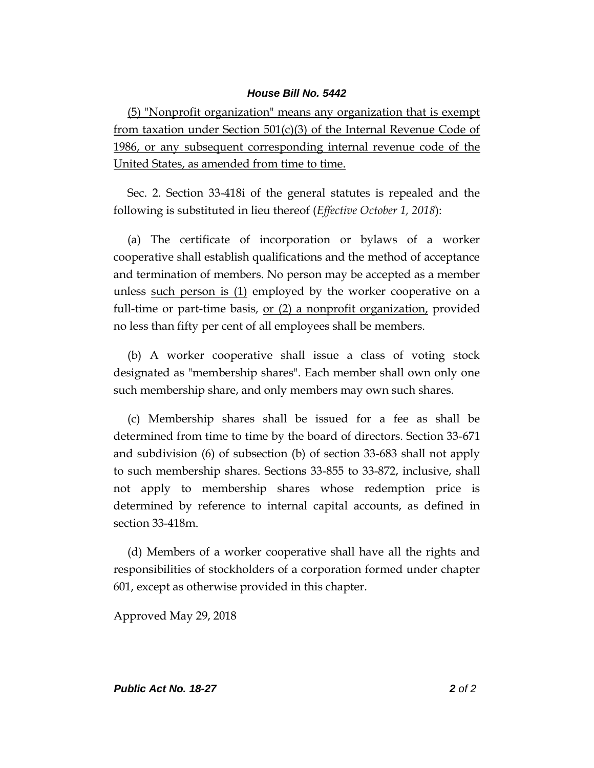(5) "Nonprofit organization" means any organization that is exempt from taxation under Section 501(c)(3) of the Internal Revenue Code of 1986, or any subsequent corresponding internal revenue code of the United States, as amended from time to time.

Sec. 2. Section 33-418i of the general statutes is repealed and the following is substituted in lieu thereof (*Effective October 1, 2018*):

(a) The certificate of incorporation or bylaws of a worker cooperative shall establish qualifications and the method of acceptance and termination of members. No person may be accepted as a member unless such person is (1) employed by the worker cooperative on a full-time or part-time basis, or (2) a nonprofit organization, provided no less than fifty per cent of all employees shall be members.

(b) A worker cooperative shall issue a class of voting stock designated as "membership shares". Each member shall own only one such membership share, and only members may own such shares.

(c) Membership shares shall be issued for a fee as shall be determined from time to time by the board of directors. Section 33-671 and subdivision (6) of subsection (b) of section 33-683 shall not apply to such membership shares. Sections 33-855 to 33-872, inclusive, shall not apply to membership shares whose redemption price is determined by reference to internal capital accounts, as defined in section 33-418m.

(d) Members of a worker cooperative shall have all the rights and responsibilities of stockholders of a corporation formed under chapter 601, except as otherwise provided in this chapter.

Approved May 29, 2018